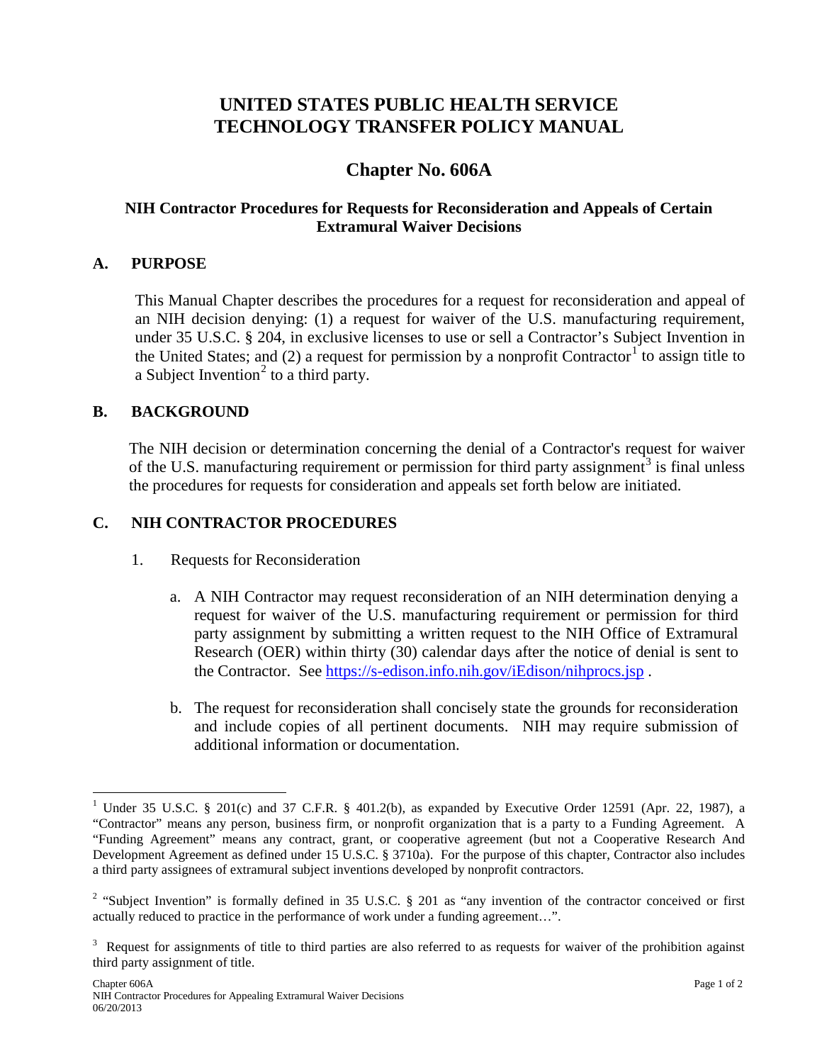# UNITED STATES PUBLIC HEALTH SERVICE TECHNOLOGY TRANSFER POLICY MANUAL

## Chapter No. 606A

### NIH Contractor Procedures for Requests for Reconsideration and Appeals of Certain Extramural Waiver Decisions

### A. PURPOSE

This Manual Chapter describes the procedures for a request for reconsideration and appeal of an NIH decision denying: (1) a request for waiver of the U.S. manufacturing requirement, under 35 U.S.C. § 204, in exclusive licenses to use or sell a Contractor's Subject Invention in the United States; and (2) a request for permission by a nonprofit Contractor[1] to assign title to a Subject Invention[2] to a third party.

### B. BACKGROUND

The NIH decision or determination concerning the denial of a Contractor's request for waiver of the U.S. manufacturing requirement or permission for third party assignment[3] is final unless the procedures for requests for consideration and appeals set forth below are initiated.

### C. NIH CONTRACTOR PROCEDURES

1. Requests for Reconsideration

   a. A NIH Contractor may request reconsideration of an NIH determination denying a request for waiver of the U.S. manufacturing requirement or permission for third party assignment by submitting a written request to the NIH Office of Extramural Research (OER) within thirty (30) calendar days after the notice of denial is sent to the Contractor. See https://s-edison.info.nih.gov/iEdison/nihprocs.jsp .

   b. The request for reconsideration shall concisely state the grounds for reconsideration and include copies of all pertinent documents. NIH may require submission of additional information or documentation.

---

[1] Under 35 U.S.C. § 201(c) and 37 C.F.R. § 401.2(b), as expanded by Executive Order 12591 (Apr. 22, 1987), a "Contractor" means any person, business firm, or nonprofit organization that is a party to a Funding Agreement. A "Funding Agreement" means any contract, grant, or cooperative agreement (but not a Cooperative Research And Development Agreement as defined under 15 U.S.C. § 3710a). For the purpose of this chapter, Contractor also includes a third party assignees of extramural subject inventions developed by nonprofit contractors.

[2] "Subject Invention" is formally defined in 35 U.S.C. § 201 as "any invention of the contractor conceived or first actually reduced to practice in the performance of work under a funding agreement…".

[3] Request for assignments of title to third parties are also referred to as requests for waiver of the prohibition against third party assignment of title.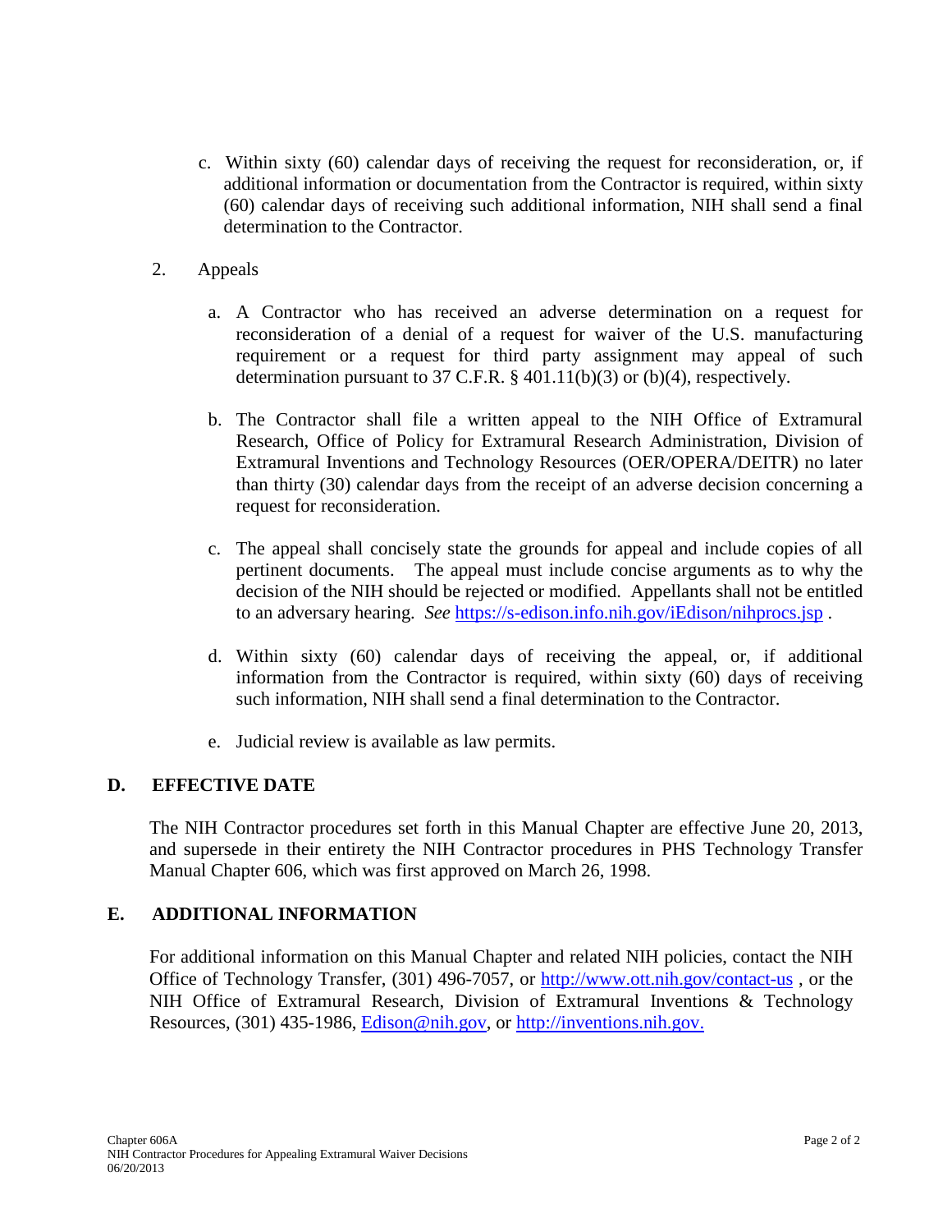c. Within sixty (60) calendar days of receiving the request for reconsideration, or, if additional information or documentation from the Contractor is required, within sixty (60) calendar days of receiving such additional information, NIH shall send a final determination to the Contractor.

2. Appeals

   a. A Contractor who has received an adverse determination on a request for reconsideration of a denial of a request for waiver of the U.S. manufacturing requirement or a request for third party assignment may appeal of such determination pursuant to 37 C.F.R. § 401.11(b)(3) or (b)(4), respectively.

   b. The Contractor shall file a written appeal to the NIH Office of Extramural Research, Office of Policy for Extramural Research Administration, Division of Extramural Inventions and Technology Resources (OER/OPERA/DEITR) no later than thirty (30) calendar days from the receipt of an adverse decision concerning a request for reconsideration.

   c. The appeal shall concisely state the grounds for appeal and include copies of all pertinent documents. The appeal must include concise arguments as to why the decision of the NIH should be rejected or modified. Appellants shall not be entitled to an adversary hearing. *See* https://s-edison.info.nih.gov/iEdison/nihprocs.jsp .

   d. Within sixty (60) calendar days of receiving the appeal, or, if additional information from the Contractor is required, within sixty (60) days of receiving such information, NIH shall send a final determination to the Contractor.

   e. Judicial review is available as law permits.

## D. EFFECTIVE DATE

The NIH Contractor procedures set forth in this Manual Chapter are effective June 20, 2013, and supersede in their entirety the NIH Contractor procedures in PHS Technology Transfer Manual Chapter 606, which was first approved on March 26, 1998.

## E. ADDITIONAL INFORMATION

For additional information on this Manual Chapter and related NIH policies, contact the NIH Office of Technology Transfer, (301) 496-7057, or http://www.ott.nih.gov/contact-us , or the NIH Office of Extramural Research, Division of Extramural Inventions & Technology Resources, (301) 435-1986, Edison@nih.gov, or http://inventions.nih.gov.